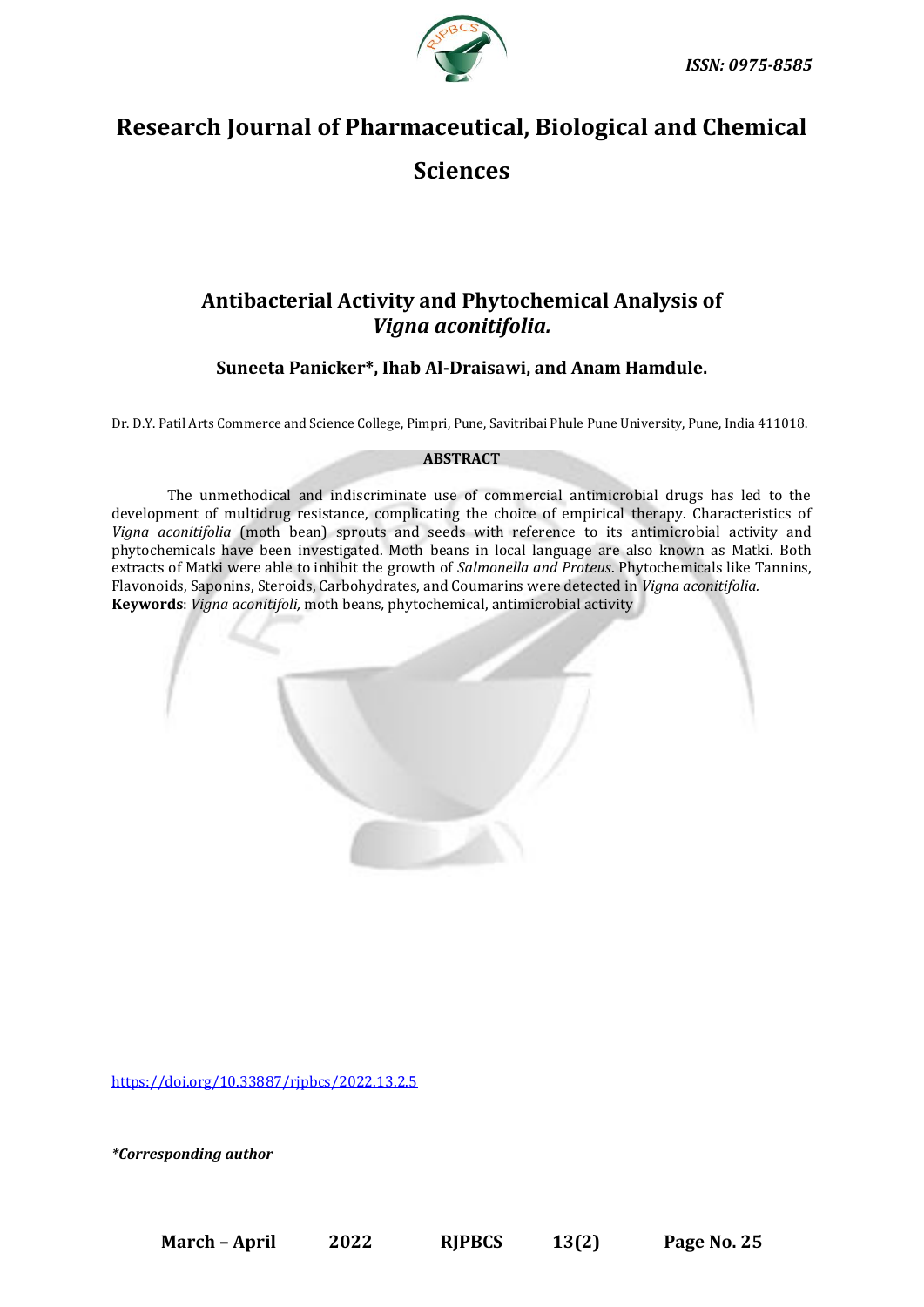ISSN: 0975-8585

# Research Journal of Pharmaceutical, Biological and Chemical Sciences

## Antibacterial Activity and Phytochemical Analysis of *Vigna aconitifolia.*

**Suneeta Panicker\*, Ihab Al-Draisawi, and Anam Hamdule.**

Dr. D.Y. Patil Arts Commerce and Science College, Pimpri, Pune, Savitribai Phule Pune University, Pune, India 411018.

**ABSTRACT**

The unmethodical and indiscriminate use of commercial antimicrobial drugs has led to the development of multidrug resistance, complicating the choice of empirical therapy. Characteristics of *Vigna aconitifolia* (moth bean) sprouts and seeds with reference to its antimicrobial activity and phytochemicals have been investigated. Moth beans in local language are also known as Matki. Both extracts of Matki were able to inhibit the growth of *Salmonella and Proteus*. Phytochemicals like Tannins, Flavonoids, Saponins, Steroids, Carbohydrates, and Coumarins were detected in *Vigna aconitifolia.*

**Keywords**: *Vigna aconitifoli,* moth beans, phytochemical, antimicrobial activity

https://doi.org/10.33887/rjpbcs/2022.13.2.5

***Corresponding author***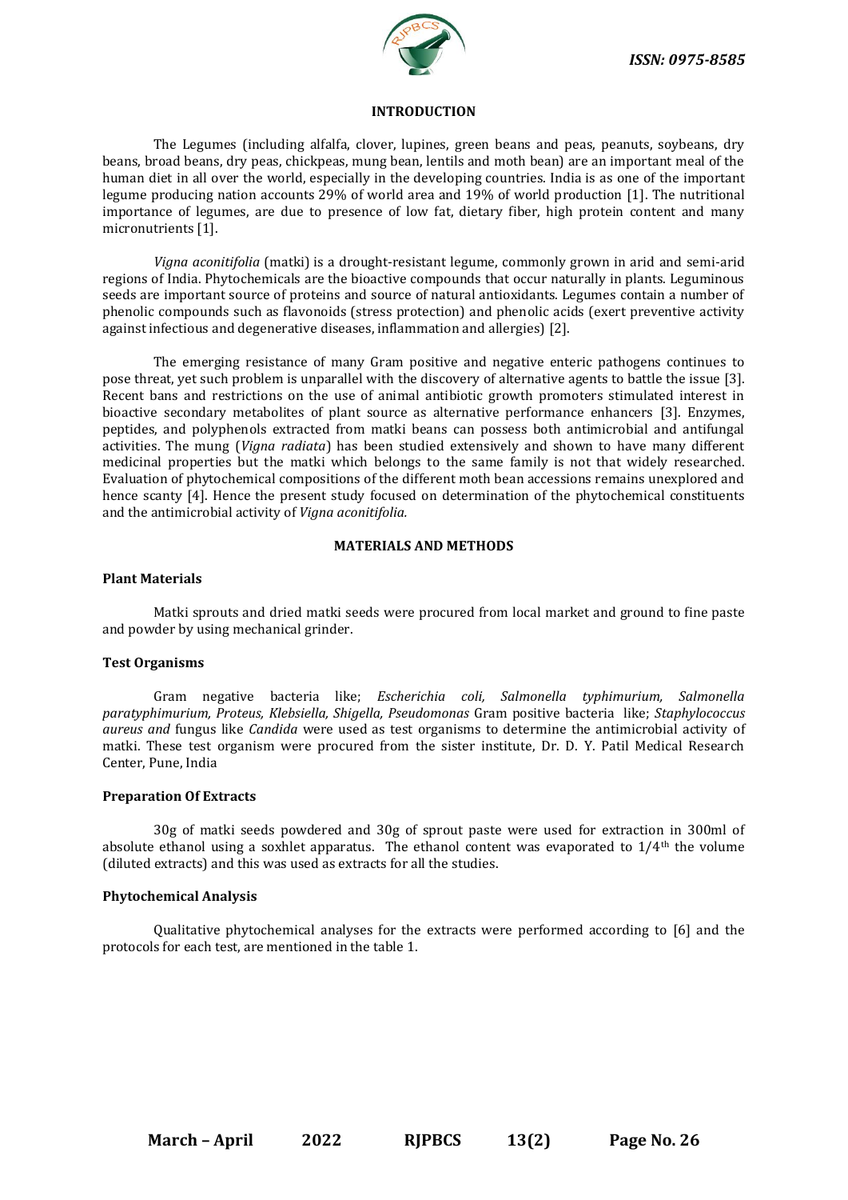## INTRODUCTION

The Legumes (including alfalfa, clover, lupines, green beans and peas, peanuts, soybeans, dry beans, broad beans, dry peas, chickpeas, mung bean, lentils and moth bean) are an important meal of the human diet in all over the world, especially in the developing countries. India is as one of the important legume producing nation accounts 29% of world area and 19% of world production [1]. The nutritional importance of legumes, are due to presence of low fat, dietary fiber, high protein content and many micronutrients [1].

*Vigna aconitifolia* (matki) is a drought-resistant legume, commonly grown in arid and semi-arid regions of India. Phytochemicals are the bioactive compounds that occur naturally in plants. Leguminous seeds are important source of proteins and source of natural antioxidants. Legumes contain a number of phenolic compounds such as flavonoids (stress protection) and phenolic acids (exert preventive activity against infectious and degenerative diseases, inflammation and allergies) [2].

The emerging resistance of many Gram positive and negative enteric pathogens continues to pose threat, yet such problem is unparallel with the discovery of alternative agents to battle the issue [3]. Recent bans and restrictions on the use of animal antibiotic growth promoters stimulated interest in bioactive secondary metabolites of plant source as alternative performance enhancers [3]. Enzymes, peptides, and polyphenols extracted from matki beans can possess both antimicrobial and antifungal activities. The mung (*Vigna radiata*) has been studied extensively and shown to have many different medicinal properties but the matki which belongs to the same family is not that widely researched. Evaluation of phytochemical compositions of the different moth bean accessions remains unexplored and hence scanty [4]. Hence the present study focused on determination of the phytochemical constituents and the antimicrobial activity of *Vigna aconitifolia.*

## MATERIALS AND METHODS

### Plant Materials

Matki sprouts and dried matki seeds were procured from local market and ground to fine paste and powder by using mechanical grinder.

### Test Organisms

Gram negative bacteria like; *Escherichia coli, Salmonella typhimurium, Salmonella paratyphimurium, Proteus, Klebsiella, Shigella, Pseudomonas* Gram positive bacteria like; *Staphylococcus aureus and* fungus like *Candida* were used as test organisms to determine the antimicrobial activity of matki. These test organism were procured from the sister institute, Dr. D. Y. Patil Medical Research Center, Pune, India

### Preparation Of Extracts

30g of matki seeds powdered and 30g of sprout paste were used for extraction in 300ml of absolute ethanol using a soxhlet apparatus. The ethanol content was evaporated to $1/4^{th}$ the volume (diluted extracts) and this was used as extracts for all the studies.

### Phytochemical Analysis

Qualitative phytochemical analyses for the extracts were performed according to [6] and the protocols for each test, are mentioned in the table 1.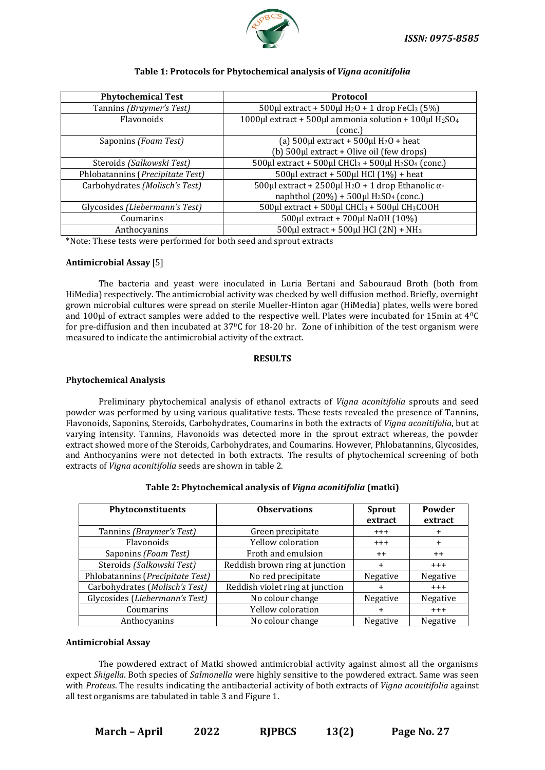**Table 1: Protocols for Phytochemical analysis of *Vigna aconitifolia***

| Phytochemical Test | Protocol |
|---|---|
| Tannins *(Braymer's Test)* | 500µl extract + 500µl $H_2O$ + 1 drop $FeCl_3$ (5%) |
| Flavonoids | 1000µl extract + 500µl ammonia solution + 100µl $H_2SO_4$ (conc.) |
| Saponins *(Foam Test)* | (a) 500µl extract + 500µl $H_2O$ + heat<br>(b) 500µl extract + Olive oil (few drops) |
| Steroids *(Salkowski Test)* | 500µl extract + 500µl $CHCl_3$ + 500µl $H_2SO_4$ (conc.) |
| Phlobatannins (*Precipitate Test)* | 500µl extract + 500µl HCl (1%) + heat |
| Carbohydrates *(Molisch's Test)* | 500µl extract + 2500µl $H_2O$ + 1 drop Ethanolic α-naphthol (20%) + 500µl $H_2SO_4$ (conc.) |
| Glycosides *(Liebermann's Test)* | 500µl extract + 500µl $CHCl_3$ + 500µl $CH_3COOH$ |
| Coumarins | 500µl extract + 700µl NaOH (10%) |
| Anthocyanins | 500µl extract + 500µl HCl (2N) + $NH_3$ |

*Note: These tests were performed for both seed and sprout extracts

**Antimicrobial Assay** [5]

The bacteria and yeast were inoculated in Luria Bertani and Sabouraud Broth (both from HiMedia) respectively. The antimicrobial activity was checked by well diffusion method. Briefly, overnight grown microbial cultures were spread on sterile Mueller-Hinton agar (HiMedia) plates, wells were bored and 100µl of extract samples were added to the respective well. Plates were incubated for 15min at $4^0$C for pre-diffusion and then incubated at $37^0$C for 18-20 hr. Zone of inhibition of the test organism were measured to indicate the antimicrobial activity of the extract.

## RESULTS

**Phytochemical Analysis**

Preliminary phytochemical analysis of ethanol extracts of *Vigna aconitifolia* sprouts and seed powder was performed by using various qualitative tests. These tests revealed the presence of Tannins, Flavonoids, Saponins, Steroids, Carbohydrates, Coumarins in both the extracts of *Vigna aconitifolia*, but at varying intensity. Tannins, Flavonoids was detected more in the sprout extract whereas, the powder extract showed more of the Steroids, Carbohydrates, and Coumarins. However, Phlobatannins, Glycosides, and Anthocyanins were not detected in both extracts. The results of phytochemical screening of both extracts of *Vigna aconitifolia* seeds are shown in table 2.

**Table 2: Phytochemical analysis of *Vigna aconitifolia* (matki)**

| Phytoconstituents | Observations | Sprout extract | Powder extract |
|---|---|---|---|
| Tannins *(Braymer's Test)* | Green precipitate | +++ | + |
| Flavonoids | Yellow coloration | +++ | + |
| Saponins *(Foam Test)* | Froth and emulsion | ++ | ++ |
| Steroids *(Salkowski Test)* | Reddish brown ring at junction | + | +++ |
| Phlobatannins (*Precipitate Test)* | No red precipitate | Negative | Negative |
| Carbohydrates (*Molisch's Test)* | Reddish violet ring at junction | + | +++ |
| Glycosides (*Liebermann's Test)* | No colour change | Negative | Negative |
| Coumarins | Yellow coloration | + | +++ |
| Anthocyanins | No colour change | Negative | Negative |

**Antimicrobial Assay**

The powdered extract of Matki showed antimicrobial activity against almost all the organisms expect *Shigella*. Both species of *Salmonella* were highly sensitive to the powdered extract. Same was seen with *Proteus*. The results indicating the antibacterial activity of both extracts of *Vigna aconitifolia* against all test organisms are tabulated in table 3 and Figure 1.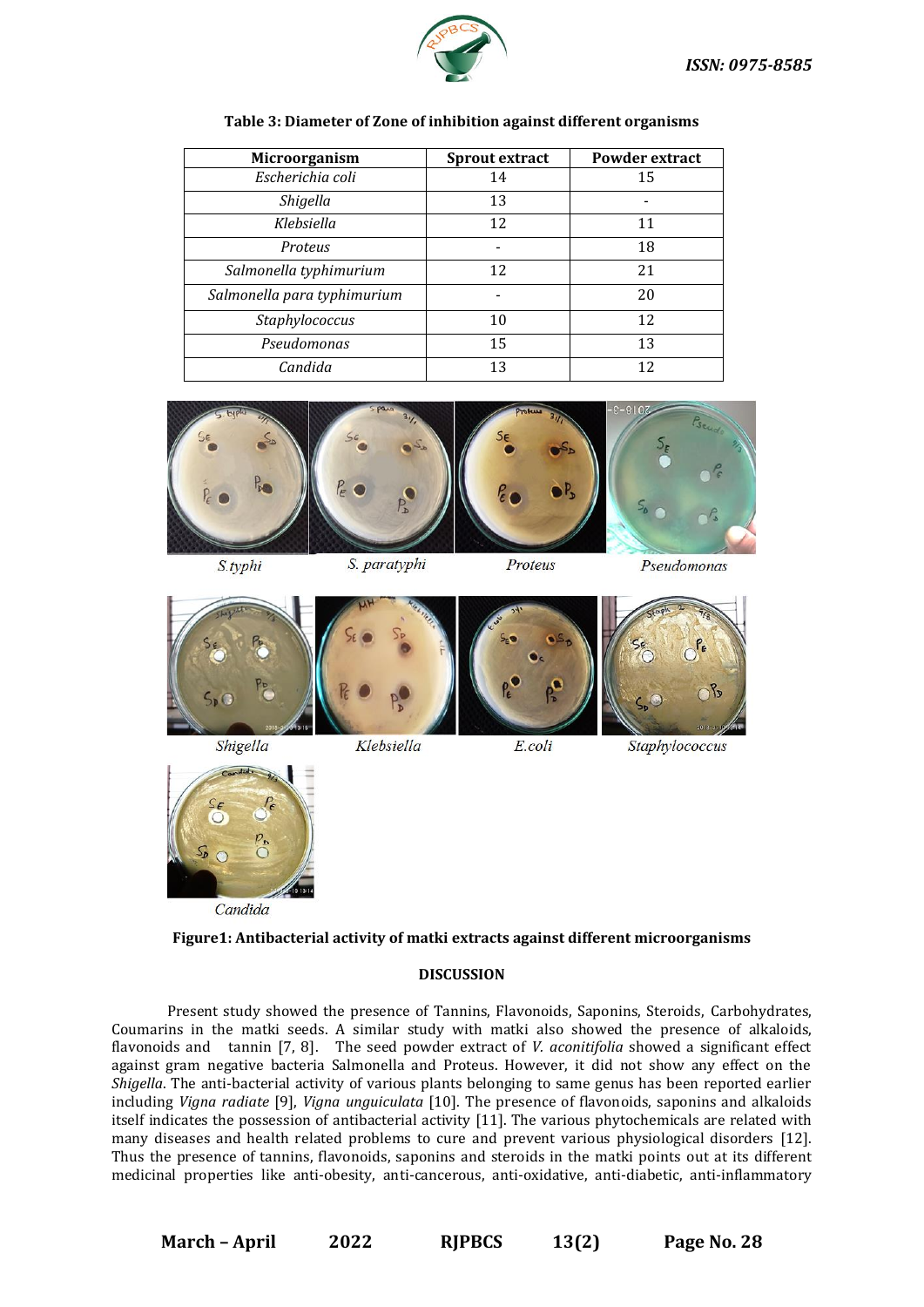**Table 3: Diameter of Zone of inhibition against different organisms**

| Microorganism | Sprout extract | Powder extract |
|---|---|---|
| *Escherichia coli* | 14 | 15 |
| *Shigella* | 13 | - |
| *Klebsiella* | 12 | 11 |
| *Proteus* | - | 18 |
| *Salmonella typhimurium* | 12 | 21 |
| *Salmonella para typhimurium* | - | 20 |
| *Staphylococcus* | 10 | 12 |
| *Pseudomonas* | 15 | 13 |
| *Candida* | 13 | 12 |

*S.typhi* *S. paratyphi* *Proteus* *Pseudomonas*

*Shigella* *Klebsiella* *E.coli* *Staphylococcus*

*Candida*

**Figure1: Antibacterial activity of matki extracts against different microorganisms**

## DISCUSSION

Present study showed the presence of Tannins, Flavonoids, Saponins, Steroids, Carbohydrates, Coumarins in the matki seeds. A similar study with matki also showed the presence of alkaloids, flavonoids and tannin [7, 8]. The seed powder extract of *V. aconitifolia* showed a significant effect against gram negative bacteria Salmonella and Proteus. However, it did not show any effect on the *Shigella*. The anti-bacterial activity of various plants belonging to same genus has been reported earlier including *Vigna radiate* [9], *Vigna unguiculata* [10]. The presence of flavonoids, saponins and alkaloids itself indicates the possession of antibacterial activity [11]. The various phytochemicals are related with many diseases and health related problems to cure and prevent various physiological disorders [12]. Thus the presence of tannins, flavonoids, saponins and steroids in the matki points out at its different medicinal properties like anti-obesity, anti-cancerous, anti-oxidative, anti-diabetic, anti-inflammatory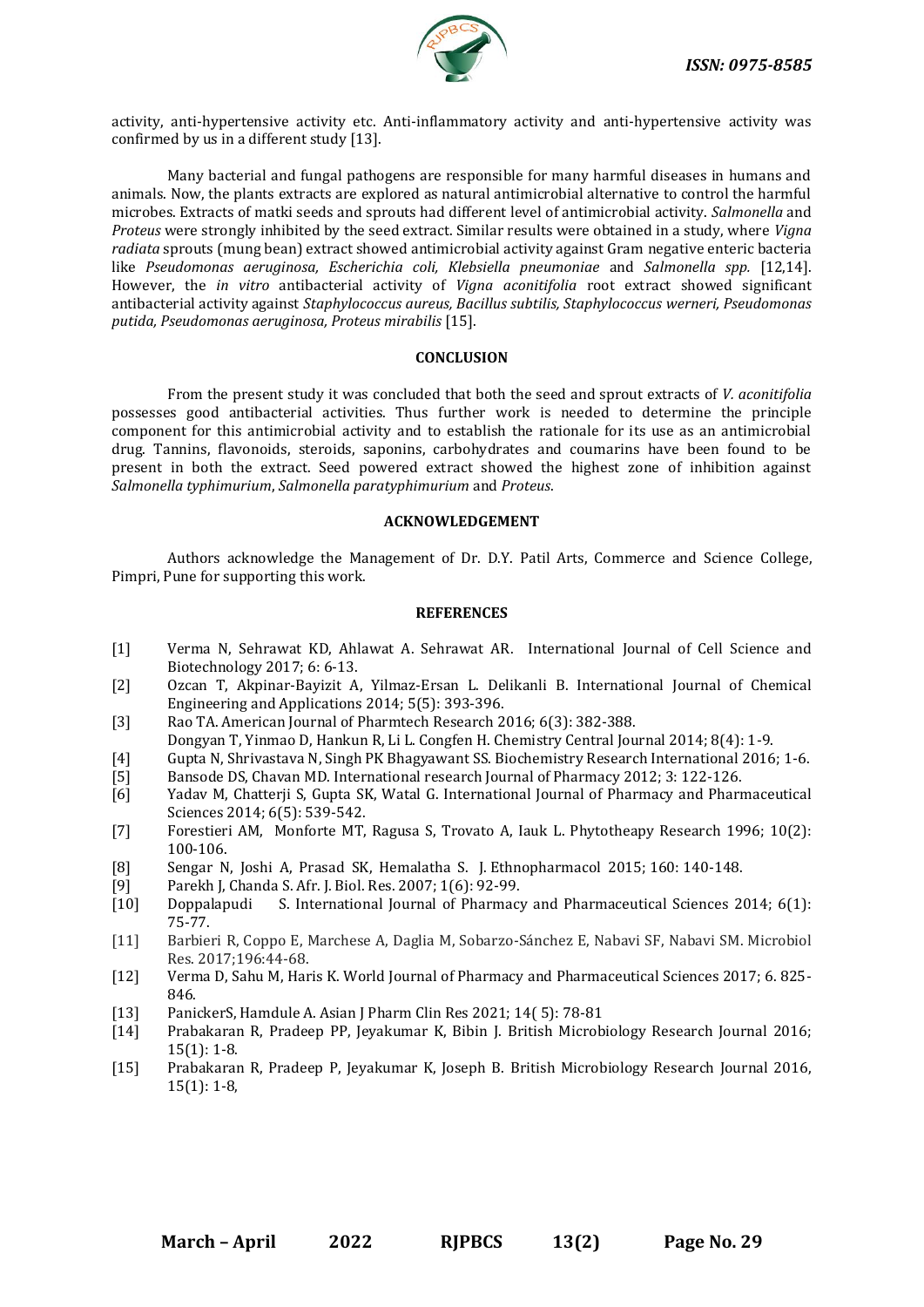activity, anti-hypertensive activity etc. Anti-inflammatory activity and anti-hypertensive activity was confirmed by us in a different study [13].

Many bacterial and fungal pathogens are responsible for many harmful diseases in humans and animals. Now, the plants extracts are explored as natural antimicrobial alternative to control the harmful microbes. Extracts of matki seeds and sprouts had different level of antimicrobial activity. *Salmonella* and *Proteus* were strongly inhibited by the seed extract. Similar results were obtained in a study, where *Vigna radiata* sprouts (mung bean) extract showed antimicrobial activity against Gram negative enteric bacteria like *Pseudomonas aeruginosa, Escherichia coli, Klebsiella pneumoniae* and *Salmonella spp.* [12,14]. However, the *in vitro* antibacterial activity of *Vigna aconitifolia* root extract showed significant antibacterial activity against *Staphylococcus aureus, Bacillus subtilis, Staphylococcus werneri, Pseudomonas putida, Pseudomonas aeruginosa, Proteus mirabilis* [15].

## CONCLUSION

From the present study it was concluded that both the seed and sprout extracts of *V. aconitifolia* possesses good antibacterial activities. Thus further work is needed to determine the principle component for this antimicrobial activity and to establish the rationale for its use as an antimicrobial drug. Tannins, flavonoids, steroids, saponins, carbohydrates and coumarins have been found to be present in both the extract. Seed powered extract showed the highest zone of inhibition against *Salmonella typhimurium*, *Salmonella paratyphimurium* and *Proteus*.

## ACKNOWLEDGEMENT

Authors acknowledge the Management of Dr. D.Y. Patil Arts, Commerce and Science College, Pimpri, Pune for supporting this work.

## REFERENCES

[1] Verma N, Sehrawat KD, Ahlawat A. Sehrawat AR. International Journal of Cell Science and Biotechnology 2017; 6: 6-13.

[2] Ozcan T, Akpinar-Bayizit A, Yilmaz-Ersan L. Delikanli B. International Journal of Chemical Engineering and Applications 2014; 5(5): 393-396.

[3] Rao TA. American Journal of Pharmtech Research 2016; 6(3): 382-388.
Dongyan T, Yinmao D, Hankun R, Li L. Congfen H. Chemistry Central Journal 2014; 8(4): 1-9.

[4] Gupta N, Shrivastava N, Singh PK Bhagyawant SS. Biochemistry Research International 2016; 1-6.

[5] Bansode DS, Chavan MD. International research Journal of Pharmacy 2012; 3: 122-126.

[6] Yadav M, Chatterji S, Gupta SK, Watal G. International Journal of Pharmacy and Pharmaceutical Sciences 2014; 6(5): 539-542.

[7] Forestieri AM, Monforte MT, Ragusa S, Trovato A, Iauk L. Phytotheapy Research 1996; 10(2): 100-106.

[8] Sengar N, Joshi A, Prasad SK, Hemalatha S. J. Ethnopharmacol 2015; 160: 140-148.

[9] Parekh J, Chanda S. Afr. J. Biol. Res. 2007; 1(6): 92-99.

[10] Doppalapudi S. International Journal of Pharmacy and Pharmaceutical Sciences 2014; 6(1): 75-77.

[11] Barbieri R, Coppo E, Marchese A, Daglia M, Sobarzo-Sánchez E, Nabavi SF, Nabavi SM. Microbiol Res. 2017;196:44-68.

[12] Verma D, Sahu M, Haris K. World Journal of Pharmacy and Pharmaceutical Sciences 2017; 6. 825-846.

[13] PanickerS, Hamdule A. Asian J Pharm Clin Res 2021; 14( 5): 78-81

[14] Prabakaran R, Pradeep PP, Jeyakumar K, Bibin J. British Microbiology Research Journal 2016; 15(1): 1-8.

[15] Prabakaran R, Pradeep P, Jeyakumar K, Joseph B. British Microbiology Research Journal 2016, 15(1): 1-8,